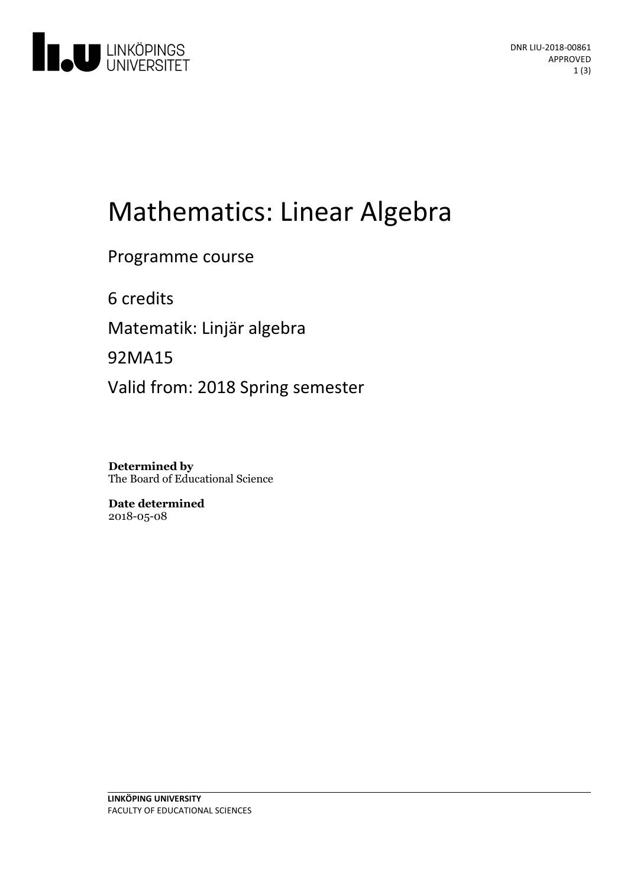DNR LIU-2018-00861
APPROVED

# Mathematics: Linear Algebra

Programme course

6 credits

Matematik: Linjär algebra

92MA15

Valid from: 2018 Spring semester

**Determined by**
The Board of Educational Science

**Date determined**
2018-05-08

**LINKÖPING UNIVERSITY**
FACULTY OF EDUCATIONAL SCIENCES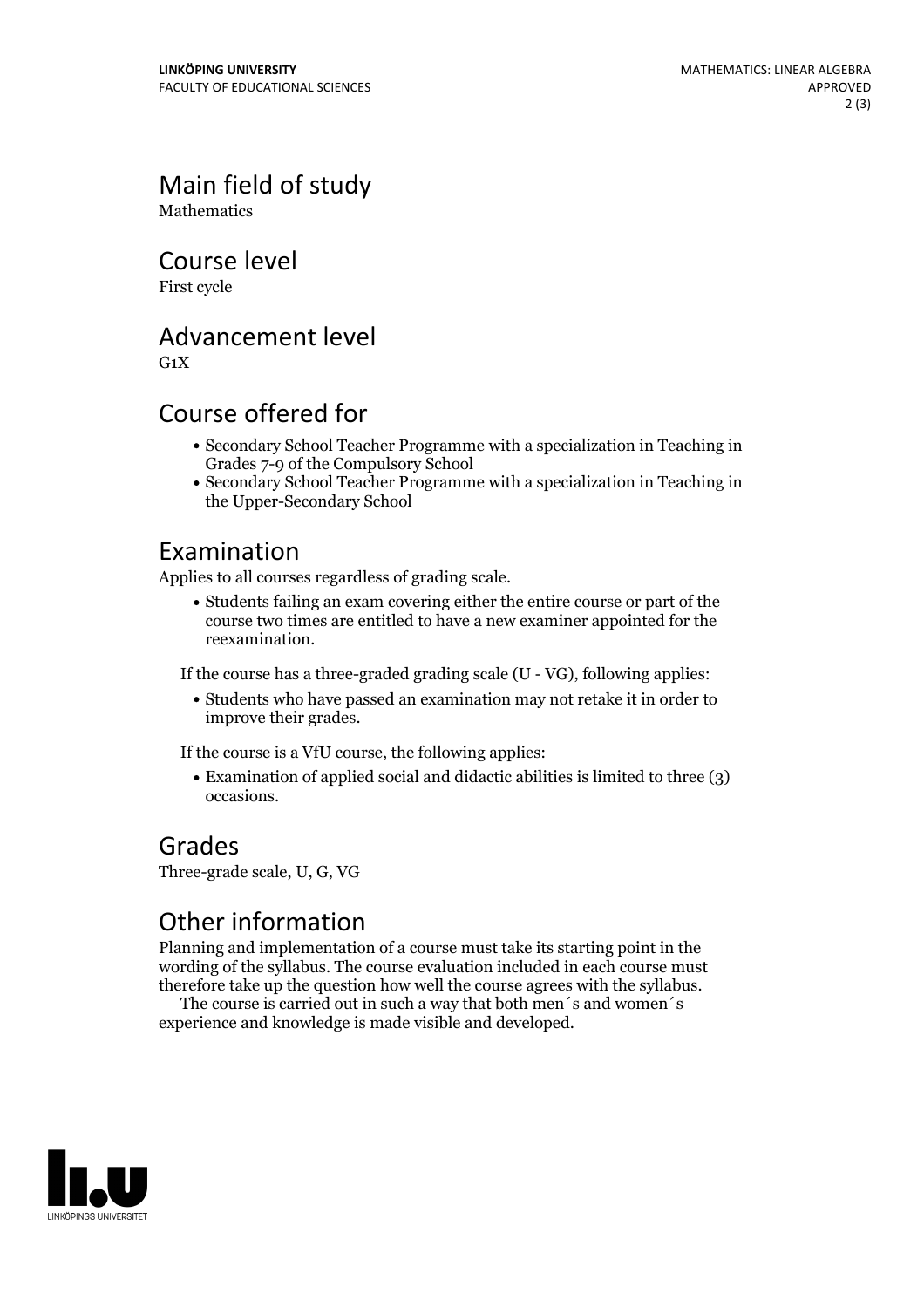## Main field of study

Mathematics

## Course level

First cycle

## Advancement level

G1X

## Course offered for

- Secondary School Teacher Programme with a specialization in Teaching in Grades 7-9 of the Compulsory School
- Secondary School Teacher Programme with a specialization in Teaching in the Upper-Secondary School

## Examination

Applies to all courses regardless of grading scale.

- Students failing an exam covering either the entire course or part of the course two times are entitled to have a new examiner appointed for the reexamination.

If the course has a three-graded grading scale (U - VG), following applies:

- Students who have passed an examination may not retake it in order to improve their grades.

If the course is a VfU course, the following applies:

- Examination of applied social and didactic abilities is limited to three (3) occasions.

## Grades

Three-grade scale, U, G, VG

## Other information

Planning and implementation of a course must take its starting point in the wording of the syllabus. The course evaluation included in each course must therefore take up the question how well the course agrees with the syllabus.

The course is carried out in such a way that both men´s and women´s experience and knowledge is made visible and developed.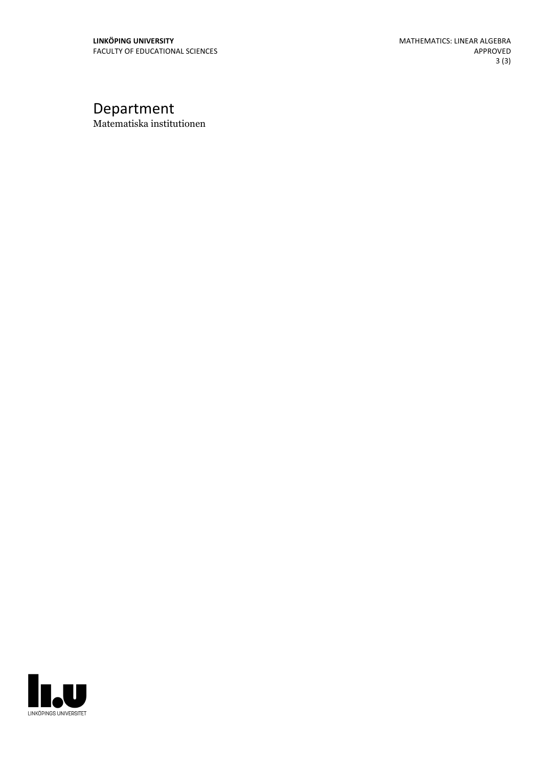## Department

Matematiska institutionen